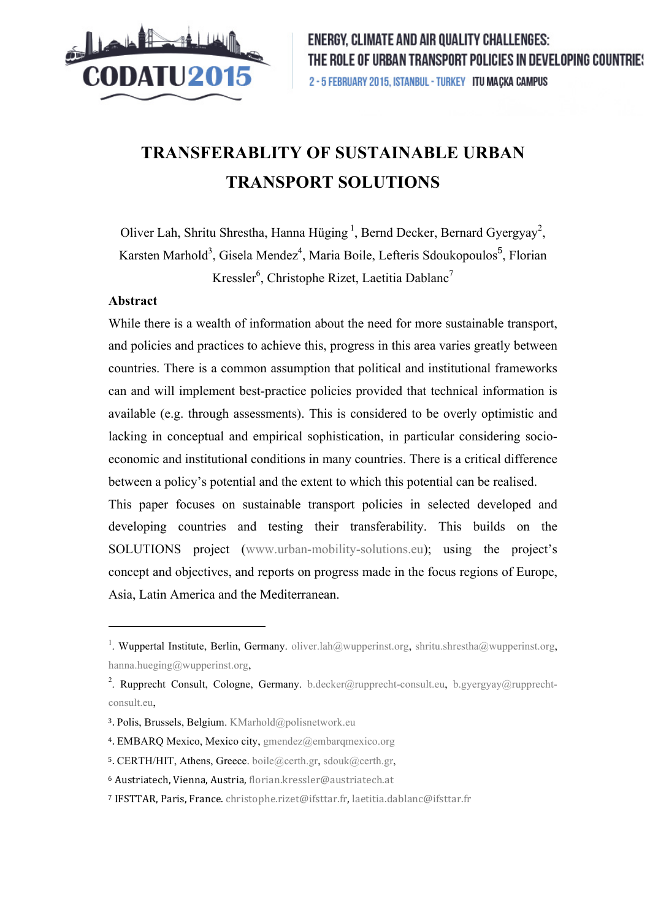# TRANSFERABLITY OF SUSTAINABLE URBAN TRANSPORT SOLUTIONS

Oliver Lah, Shritu Shrestha, Hanna Hüging [1], Bernd Decker, Bernard Gyergyay[2], Karsten Marhold[3], Gisela Mendez[4], Maria Boile, Lefteris Sdoukopoulos[5], Florian Kressler[6], Christophe Rizet, Laetitia Dablanc[7]

**Abstract**

While there is a wealth of information about the need for more sustainable transport, and policies and practices to achieve this, progress in this area varies greatly between countries. There is a common assumption that political and institutional frameworks can and will implement best-practice policies provided that technical information is available (e.g. through assessments). This is considered to be overly optimistic and lacking in conceptual and empirical sophistication, in particular considering socio-economic and institutional conditions in many countries. There is a critical difference between a policy's potential and the extent to which this potential can be realised.

This paper focuses on sustainable transport policies in selected developed and developing countries and testing their transferability. This builds on the SOLUTIONS project (www.urban-mobility-solutions.eu); using the project's concept and objectives, and reports on progress made in the focus regions of Europe, Asia, Latin America and the Mediterranean.

---

[1]. Wuppertal Institute, Berlin, Germany. oliver.lah@wupperinst.org, shritu.shrestha@wupperinst.org, hanna.hueging@wupperinst.org,

[2]. Rupprecht Consult, Cologne, Germany. b.decker@rupprecht-consult.eu, b.gyergyay@rupprecht-consult.eu,

[3]. Polis, Brussels, Belgium. KMarhold@polisnetwork.eu

[4]. EMBARQ Mexico, Mexico city, gmendez@embarqmexico.org

[5]. CERTH/HIT, Athens, Greece. boile@certh.gr, sdouk@certh.gr,

[6] Austriatech, Vienna, Austria, florian.kressler@austriatech.at

[7] IFSTTAR, Paris, France. christophe.rizet@ifsttar.fr, laetitia.dablanc@ifsttar.fr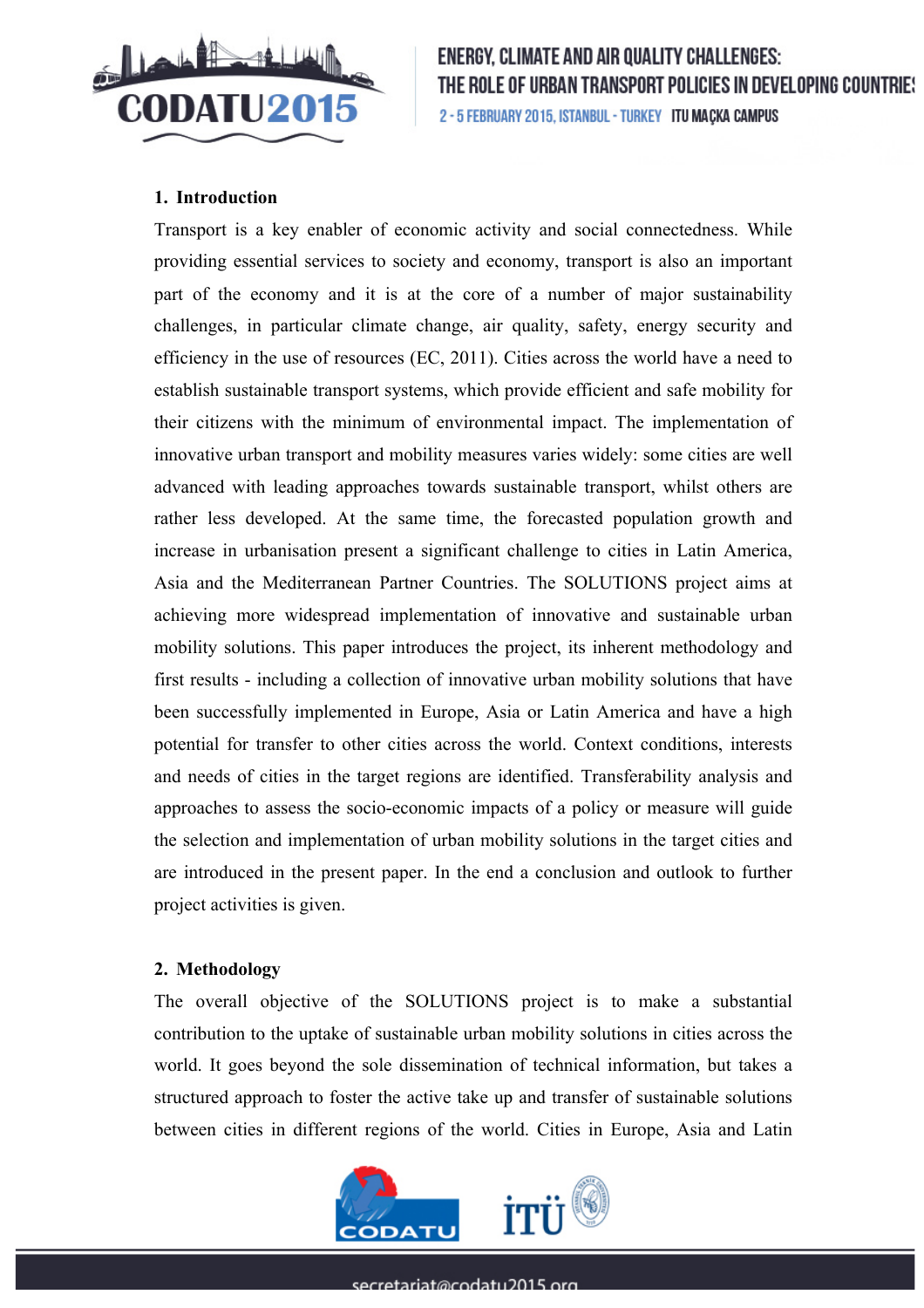## 1. Introduction

Transport is a key enabler of economic activity and social connectedness. While providing essential services to society and economy, transport is also an important part of the economy and it is at the core of a number of major sustainability challenges, in particular climate change, air quality, safety, energy security and efficiency in the use of resources (EC, 2011). Cities across the world have a need to establish sustainable transport systems, which provide efficient and safe mobility for their citizens with the minimum of environmental impact. The implementation of innovative urban transport and mobility measures varies widely: some cities are well advanced with leading approaches towards sustainable transport, whilst others are rather less developed. At the same time, the forecasted population growth and increase in urbanisation present a significant challenge to cities in Latin America, Asia and the Mediterranean Partner Countries. The SOLUTIONS project aims at achieving more widespread implementation of innovative and sustainable urban mobility solutions. This paper introduces the project, its inherent methodology and first results - including a collection of innovative urban mobility solutions that have been successfully implemented in Europe, Asia or Latin America and have a high potential for transfer to other cities across the world. Context conditions, interests and needs of cities in the target regions are identified. Transferability analysis and approaches to assess the socio-economic impacts of a policy or measure will guide the selection and implementation of urban mobility solutions in the target cities and are introduced in the present paper. In the end a conclusion and outlook to further project activities is given.

## 2. Methodology

The overall objective of the SOLUTIONS project is to make a substantial contribution to the uptake of sustainable urban mobility solutions in cities across the world. It goes beyond the sole dissemination of technical information, but takes a structured approach to foster the active take up and transfer of sustainable solutions between cities in different regions of the world. Cities in Europe, Asia and Latin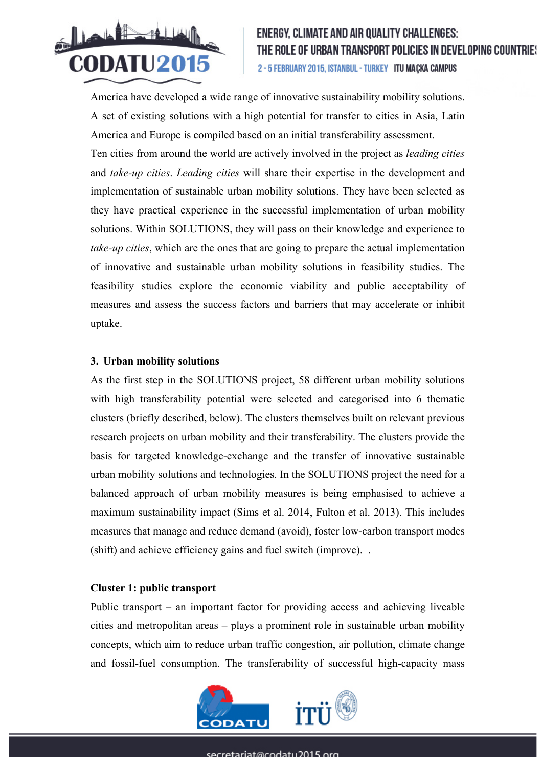America have developed a wide range of innovative sustainability mobility solutions. A set of existing solutions with a high potential for transfer to cities in Asia, Latin America and Europe is compiled based on an initial transferability assessment.

Ten cities from around the world are actively involved in the project as *leading cities* and *take-up cities*. *Leading cities* will share their expertise in the development and implementation of sustainable urban mobility solutions. They have been selected as they have practical experience in the successful implementation of urban mobility solutions. Within SOLUTIONS, they will pass on their knowledge and experience to *take-up cities*, which are the ones that are going to prepare the actual implementation of innovative and sustainable urban mobility solutions in feasibility studies. The feasibility studies explore the economic viability and public acceptability of measures and assess the success factors and barriers that may accelerate or inhibit uptake.

## 3. Urban mobility solutions

As the first step in the SOLUTIONS project, 58 different urban mobility solutions with high transferability potential were selected and categorised into 6 thematic clusters (briefly described, below). The clusters themselves built on relevant previous research projects on urban mobility and their transferability. The clusters provide the basis for targeted knowledge-exchange and the transfer of innovative sustainable urban mobility solutions and technologies. In the SOLUTIONS project the need for a balanced approach of urban mobility measures is being emphasised to achieve a maximum sustainability impact (Sims et al. 2014, Fulton et al. 2013). This includes measures that manage and reduce demand (avoid), foster low-carbon transport modes (shift) and achieve efficiency gains and fuel switch (improve). .

### Cluster 1: public transport

Public transport – an important factor for providing access and achieving liveable cities and metropolitan areas – plays a prominent role in sustainable urban mobility concepts, which aim to reduce urban traffic congestion, air pollution, climate change and fossil-fuel consumption. The transferability of successful high-capacity mass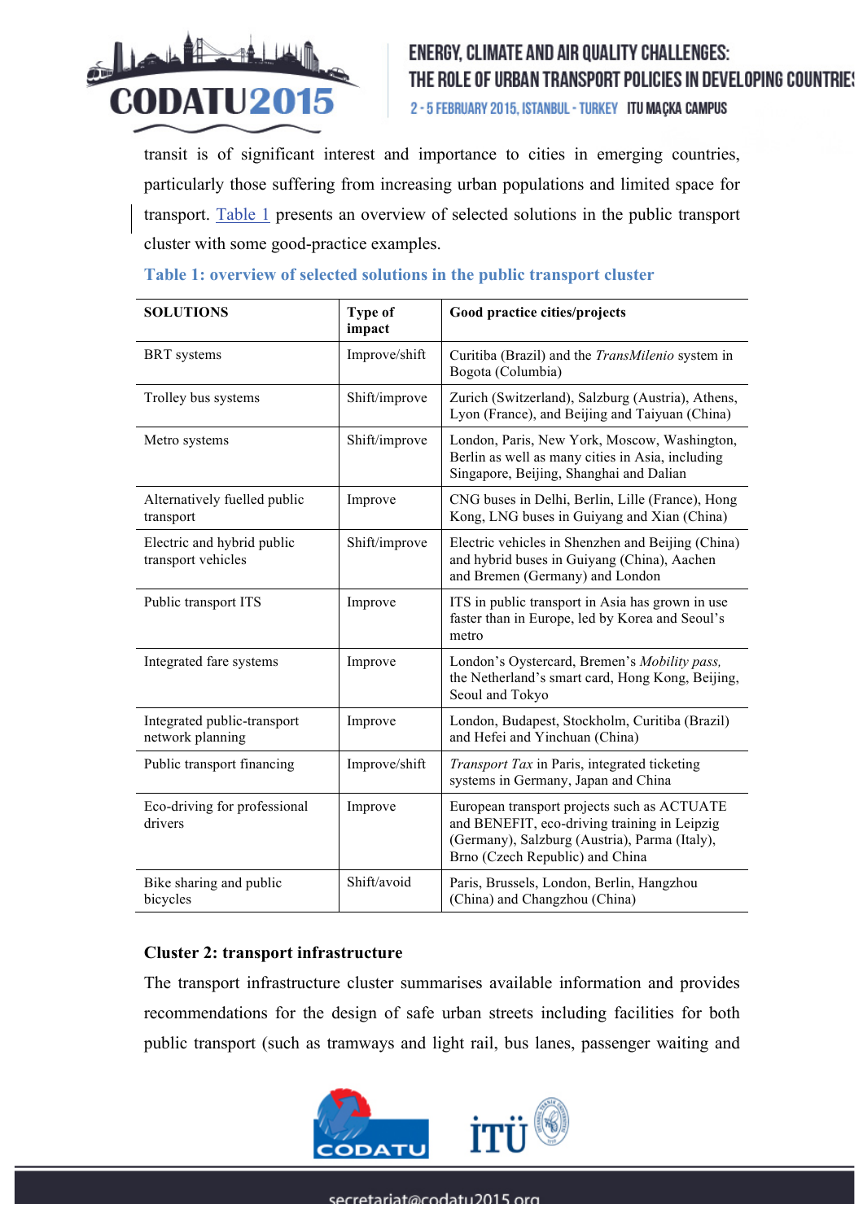transit is of significant interest and importance to cities in emerging countries, particularly those suffering from increasing urban populations and limited space for transport. Table 1 presents an overview of selected solutions in the public transport cluster with some good-practice examples.

**Table 1: overview of selected solutions in the public transport cluster**

| SOLUTIONS | Type of impact | Good practice cities/projects |
|---|---|---|
| BRT systems | Improve/shift | Curitiba (Brazil) and the *TransMilenio* system in Bogota (Columbia) |
| Trolley bus systems | Shift/improve | Zurich (Switzerland), Salzburg (Austria), Athens, Lyon (France), and Beijing and Taiyuan (China) |
| Metro systems | Shift/improve | London, Paris, New York, Moscow, Washington, Berlin as well as many cities in Asia, including Singapore, Beijing, Shanghai and Dalian |
| Alternatively fuelled public transport | Improve | CNG buses in Delhi, Berlin, Lille (France), Hong Kong, LNG buses in Guiyang and Xian (China) |
| Electric and hybrid public transport vehicles | Shift/improve | Electric vehicles in Shenzhen and Beijing (China) and hybrid buses in Guiyang (China), Aachen and Bremen (Germany) and London |
| Public transport ITS | Improve | ITS in public transport in Asia has grown in use faster than in Europe, led by Korea and Seoul's metro |
| Integrated fare systems | Improve | London's Oystercard, Bremen's *Mobility pass,* the Netherland's smart card, Hong Kong, Beijing, Seoul and Tokyo |
| Integrated public-transport network planning | Improve | London, Budapest, Stockholm, Curitiba (Brazil) and Hefei and Yinchuan (China) |
| Public transport financing | Improve/shift | *Transport Tax* in Paris, integrated ticketing systems in Germany, Japan and China |
| Eco-driving for professional drivers | Improve | European transport projects such as ACTUATE and BENEFIT, eco-driving training in Leipzig (Germany), Salzburg (Austria), Parma (Italy), Brno (Czech Republic) and China |
| Bike sharing and public bicycles | Shift/avoid | Paris, Brussels, London, Berlin, Hangzhou (China) and Changzhou (China) |

**Cluster 2: transport infrastructure**

The transport infrastructure cluster summarises available information and provides recommendations for the design of safe urban streets including facilities for both public transport (such as tramways and light rail, bus lanes, passenger waiting and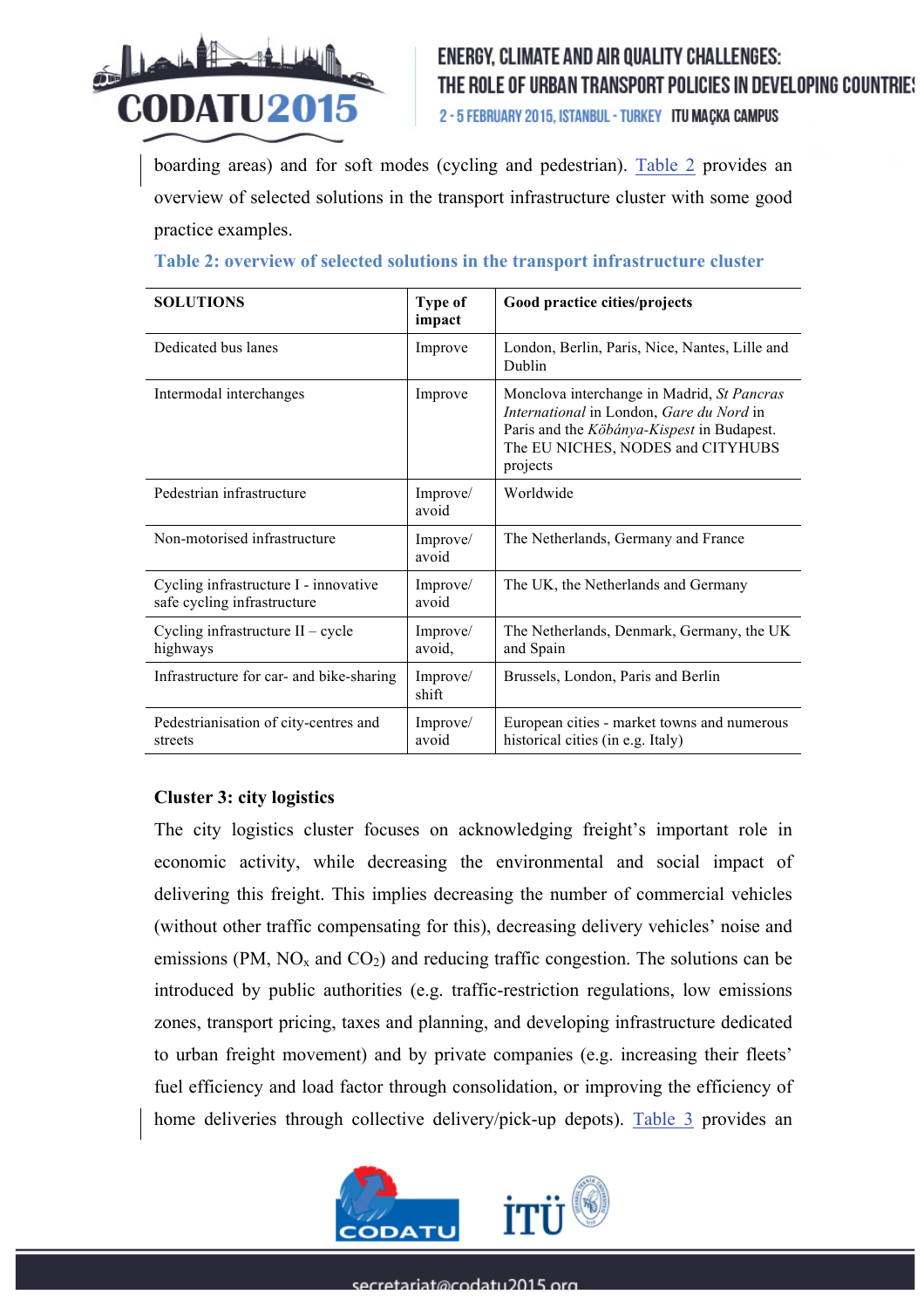boarding areas) and for soft modes (cycling and pedestrian). Table 2 provides an overview of selected solutions in the transport infrastructure cluster with some good practice examples.

**Table 2: overview of selected solutions in the transport infrastructure cluster**

| SOLUTIONS | Type of impact | Good practice cities/projects |
|---|---|---|
| Dedicated bus lanes | Improve | London, Berlin, Paris, Nice, Nantes, Lille and Dublin |
| Intermodal interchanges | Improve | Monclova interchange in Madrid, *St Pancras International* in London, *Gare du Nord* in Paris and the *Köbánya-Kispest* in Budapest. The EU NICHES, NODES and CITYHUBS projects |
| Pedestrian infrastructure | Improve/ avoid | Worldwide |
| Non-motorised infrastructure | Improve/ avoid | The Netherlands, Germany and France |
| Cycling infrastructure I - innovative safe cycling infrastructure | Improve/ avoid | The UK, the Netherlands and Germany |
| Cycling infrastructure II – cycle highways | Improve/ avoid, | The Netherlands, Denmark, Germany, the UK and Spain |
| Infrastructure for car- and bike-sharing | Improve/ shift | Brussels, London, Paris and Berlin |
| Pedestrianisation of city-centres and streets | Improve/ avoid | European cities - market towns and numerous historical cities (in e.g. Italy) |

**Cluster 3: city logistics**

The city logistics cluster focuses on acknowledging freight's important role in economic activity, while decreasing the environmental and social impact of delivering this freight. This implies decreasing the number of commercial vehicles (without other traffic compensating for this), decreasing delivery vehicles' noise and emissions (PM, $NO_x$ and $CO_2$) and reducing traffic congestion. The solutions can be introduced by public authorities (e.g. traffic-restriction regulations, low emissions zones, transport pricing, taxes and planning, and developing infrastructure dedicated to urban freight movement) and by private companies (e.g. increasing their fleets' fuel efficiency and load factor through consolidation, or improving the efficiency of home deliveries through collective delivery/pick-up depots). Table 3 provides an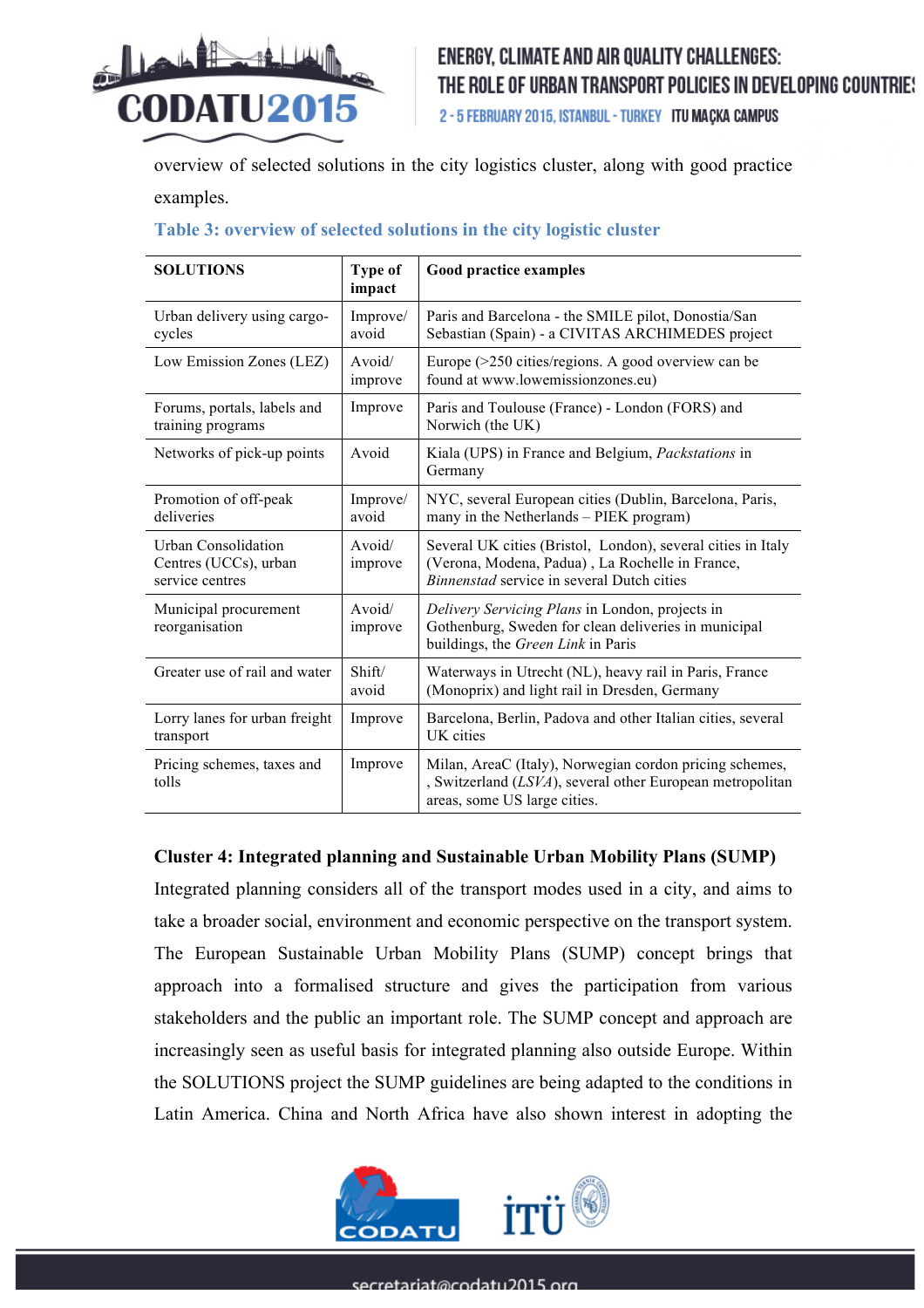overview of selected solutions in the city logistics cluster, along with good practice examples.

**Table 3: overview of selected solutions in the city logistic cluster**

| SOLUTIONS | Type of impact | Good practice examples |
|---|---|---|
| Urban delivery using cargo-cycles | Improve/ avoid | Paris and Barcelona - the SMILE pilot, Donostia/San Sebastian (Spain) - a CIVITAS ARCHIMEDES project |
| Low Emission Zones (LEZ) | Avoid/ improve | Europe (>250 cities/regions. A good overview can be found at www.lowemissionzones.eu) |
| Forums, portals, labels and training programs | Improve | Paris and Toulouse (France) - London (FORS) and Norwich (the UK) |
| Networks of pick-up points | Avoid | Kiala (UPS) in France and Belgium, *Packstations* in Germany |
| Promotion of off-peak deliveries | Improve/ avoid | NYC, several European cities (Dublin, Barcelona, Paris, many in the Netherlands – PIEK program) |
| Urban Consolidation Centres (UCCs), urban service centres | Avoid/ improve | Several UK cities (Bristol, London), several cities in Italy (Verona, Modena, Padua) , La Rochelle in France, *Binnenstad* service in several Dutch cities |
| Municipal procurement reorganisation | Avoid/ improve | *Delivery Servicing Plans* in London, projects in Gothenburg, Sweden for clean deliveries in municipal buildings, the *Green Link* in Paris |
| Greater use of rail and water | Shift/ avoid | Waterways in Utrecht (NL), heavy rail in Paris, France (Monoprix) and light rail in Dresden, Germany |
| Lorry lanes for urban freight transport | Improve | Barcelona, Berlin, Padova and other Italian cities, several UK cities |
| Pricing schemes, taxes and tolls | Improve | Milan, AreaC (Italy), Norwegian cordon pricing schemes, , Switzerland (*LSVA*), several other European metropolitan areas, some US large cities. |

**Cluster 4: Integrated planning and Sustainable Urban Mobility Plans (SUMP)**

Integrated planning considers all of the transport modes used in a city, and aims to take a broader social, environment and economic perspective on the transport system. The European Sustainable Urban Mobility Plans (SUMP) concept brings that approach into a formalised structure and gives the participation from various stakeholders and the public an important role. The SUMP concept and approach are increasingly seen as useful basis for integrated planning also outside Europe. Within the SOLUTIONS project the SUMP guidelines are being adapted to the conditions in Latin America. China and North Africa have also shown interest in adopting the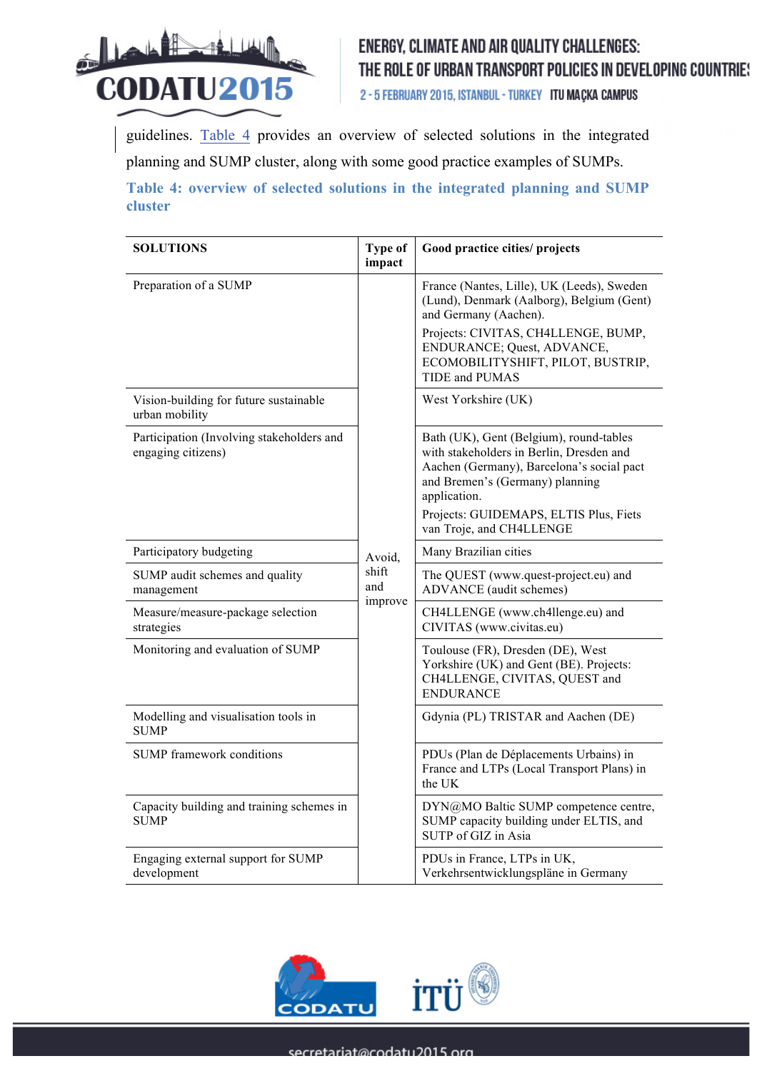guidelines. Table 4 provides an overview of selected solutions in the integrated planning and SUMP cluster, along with some good practice examples of SUMPs.

**Table 4: overview of selected solutions in the integrated planning and SUMP cluster**

| SOLUTIONS | Type of impact | Good practice cities/ projects |
|---|---|---|
| Preparation of a SUMP | Avoid, shift and improve | France (Nantes, Lille), UK (Leeds), Sweden (Lund), Denmark (Aalborg), Belgium (Gent) and Germany (Aachen). Projects: CIVITAS, CH4LLENGE, BUMP, ENDURANCE; Quest, ADVANCE, ECOMOBILITYSHIFT, PILOT, BUSTRIP, TIDE and PUMAS |
| Vision-building for future sustainable urban mobility | | West Yorkshire (UK) |
| Participation (Involving stakeholders and engaging citizens) | | Bath (UK), Gent (Belgium), round-tables with stakeholders in Berlin, Dresden and Aachen (Germany), Barcelona's social pact and Bremen's (Germany) planning application. Projects: GUIDEMAPS, ELTIS Plus, Fiets van Troje, and CH4LLENGE |
| Participatory budgeting | | Many Brazilian cities |
| SUMP audit schemes and quality management | | The QUEST (www.quest-project.eu) and ADVANCE (audit schemes) |
| Measure/measure-package selection strategies | | CH4LLENGE (www.ch4llenge.eu) and CIVITAS (www.civitas.eu) |
| Monitoring and evaluation of SUMP | | Toulouse (FR), Dresden (DE), West Yorkshire (UK) and Gent (BE). Projects: CH4LLENGE, CIVITAS, QUEST and ENDURANCE |
| Modelling and visualisation tools in SUMP | | Gdynia (PL) TRISTAR and Aachen (DE) |
| SUMP framework conditions | | PDUs (Plan de Déplacements Urbains) in France and LTPs (Local Transport Plans) in the UK |
| Capacity building and training schemes in SUMP | | DYN@MO Baltic SUMP competence centre, SUMP capacity building under ELTIS, and SUTP of GIZ in Asia |
| Engaging external support for SUMP development | | PDUs in France, LTPs in UK, Verkehrsentwicklungspläne in Germany |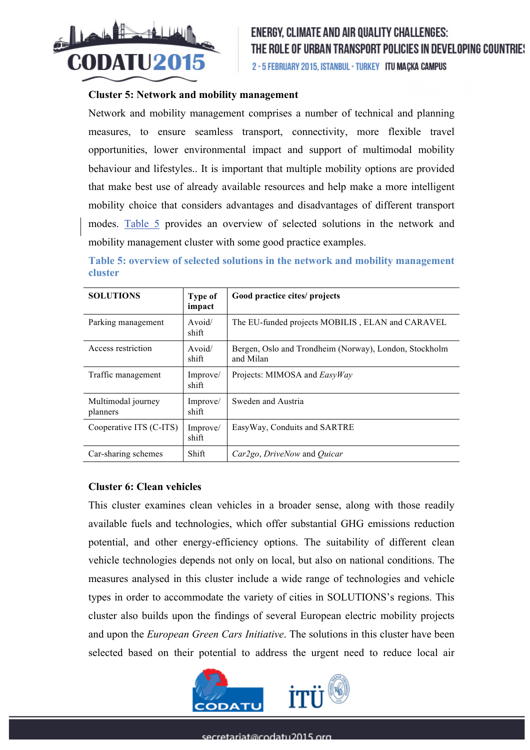### Cluster 5: Network and mobility management

Network and mobility management comprises a number of technical and planning measures, to ensure seamless transport, connectivity, more flexible travel opportunities, lower environmental impact and support of multimodal mobility behaviour and lifestyles.. It is important that multiple mobility options are provided that make best use of already available resources and help make a more intelligent mobility choice that considers advantages and disadvantages of different transport modes. Table 5 provides an overview of selected solutions in the network and mobility management cluster with some good practice examples.

**Table 5: overview of selected solutions in the network and mobility management cluster**

| SOLUTIONS | Type of impact | Good practice cites/ projects |
|---|---|---|
| Parking management | Avoid/ shift | The EU-funded projects MOBILIS , ELAN and CARAVEL |
| Access restriction | Avoid/ shift | Bergen, Oslo and Trondheim (Norway), London, Stockholm and Milan |
| Traffic management | Improve/ shift | Projects: MIMOSA and *EasyWay* |
| Multimodal journey planners | Improve/ shift | Sweden and Austria |
| Cooperative ITS (C-ITS) | Improve/ shift | EasyWay, Conduits and SARTRE |
| Car-sharing schemes | Shift | *Car2go*, *DriveNow* and *Quicar* |

### Cluster 6: Clean vehicles

This cluster examines clean vehicles in a broader sense, along with those readily available fuels and technologies, which offer substantial GHG emissions reduction potential, and other energy-efficiency options. The suitability of different clean vehicle technologies depends not only on local, but also on national conditions. The measures analysed in this cluster include a wide range of technologies and vehicle types in order to accommodate the variety of cities in SOLUTIONS's regions. This cluster also builds upon the findings of several European electric mobility projects and upon the *European Green Cars Initiative*. The solutions in this cluster have been selected based on their potential to address the urgent need to reduce local air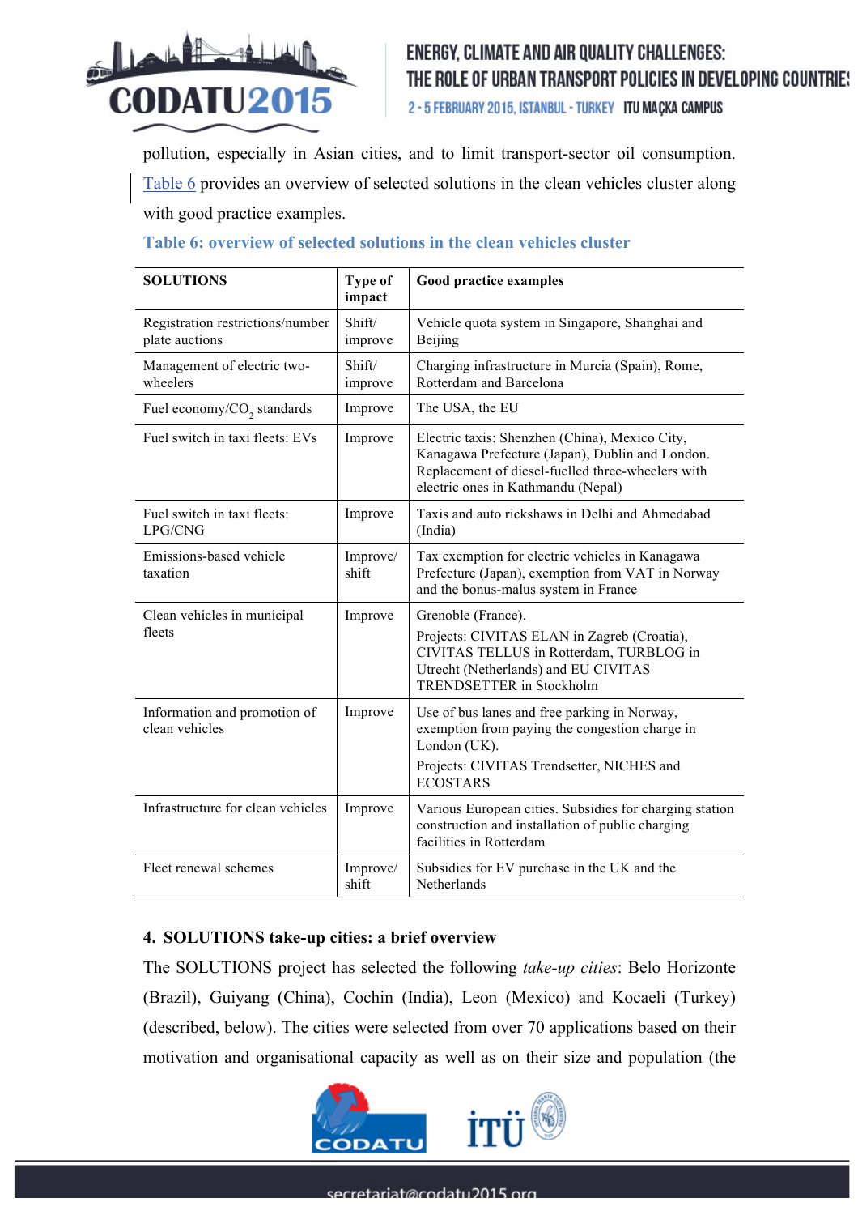pollution, especially in Asian cities, and to limit transport-sector oil consumption. Table 6 provides an overview of selected solutions in the clean vehicles cluster along with good practice examples.

**Table 6: overview of selected solutions in the clean vehicles cluster**

| SOLUTIONS | Type of impact | Good practice examples |
|---|---|---|
| Registration restrictions/number plate auctions | Shift/ improve | Vehicle quota system in Singapore, Shanghai and Beijing |
| Management of electric two-wheelers | Shift/ improve | Charging infrastructure in Murcia (Spain), Rome, Rotterdam and Barcelona |
| Fuel economy/$CO_2$ standards | Improve | The USA, the EU |
| Fuel switch in taxi fleets: EVs | Improve | Electric taxis: Shenzhen (China), Mexico City, Kanagawa Prefecture (Japan), Dublin and London. Replacement of diesel-fuelled three-wheelers with electric ones in Kathmandu (Nepal) |
| Fuel switch in taxi fleets: LPG/CNG | Improve | Taxis and auto rickshaws in Delhi and Ahmedabad (India) |
| Emissions-based vehicle taxation | Improve/ shift | Tax exemption for electric vehicles in Kanagawa Prefecture (Japan), exemption from VAT in Norway and the bonus-malus system in France |
| Clean vehicles in municipal fleets | Improve | Grenoble (France). Projects: CIVITAS ELAN in Zagreb (Croatia), CIVITAS TELLUS in Rotterdam, TURBLOG in Utrecht (Netherlands) and EU CIVITAS TRENDSETTER in Stockholm |
| Information and promotion of clean vehicles | Improve | Use of bus lanes and free parking in Norway, exemption from paying the congestion charge in London (UK). Projects: CIVITAS Trendsetter, NICHES and ECOSTARS |
| Infrastructure for clean vehicles | Improve | Various European cities. Subsidies for charging station construction and installation of public charging facilities in Rotterdam |
| Fleet renewal schemes | Improve/ shift | Subsidies for EV purchase in the UK and the Netherlands |

## 4. SOLUTIONS take-up cities: a brief overview

The SOLUTIONS project has selected the following *take-up cities*: Belo Horizonte (Brazil), Guiyang (China), Cochin (India), Leon (Mexico) and Kocaeli (Turkey) (described, below). The cities were selected from over 70 applications based on their motivation and organisational capacity as well as on their size and population (the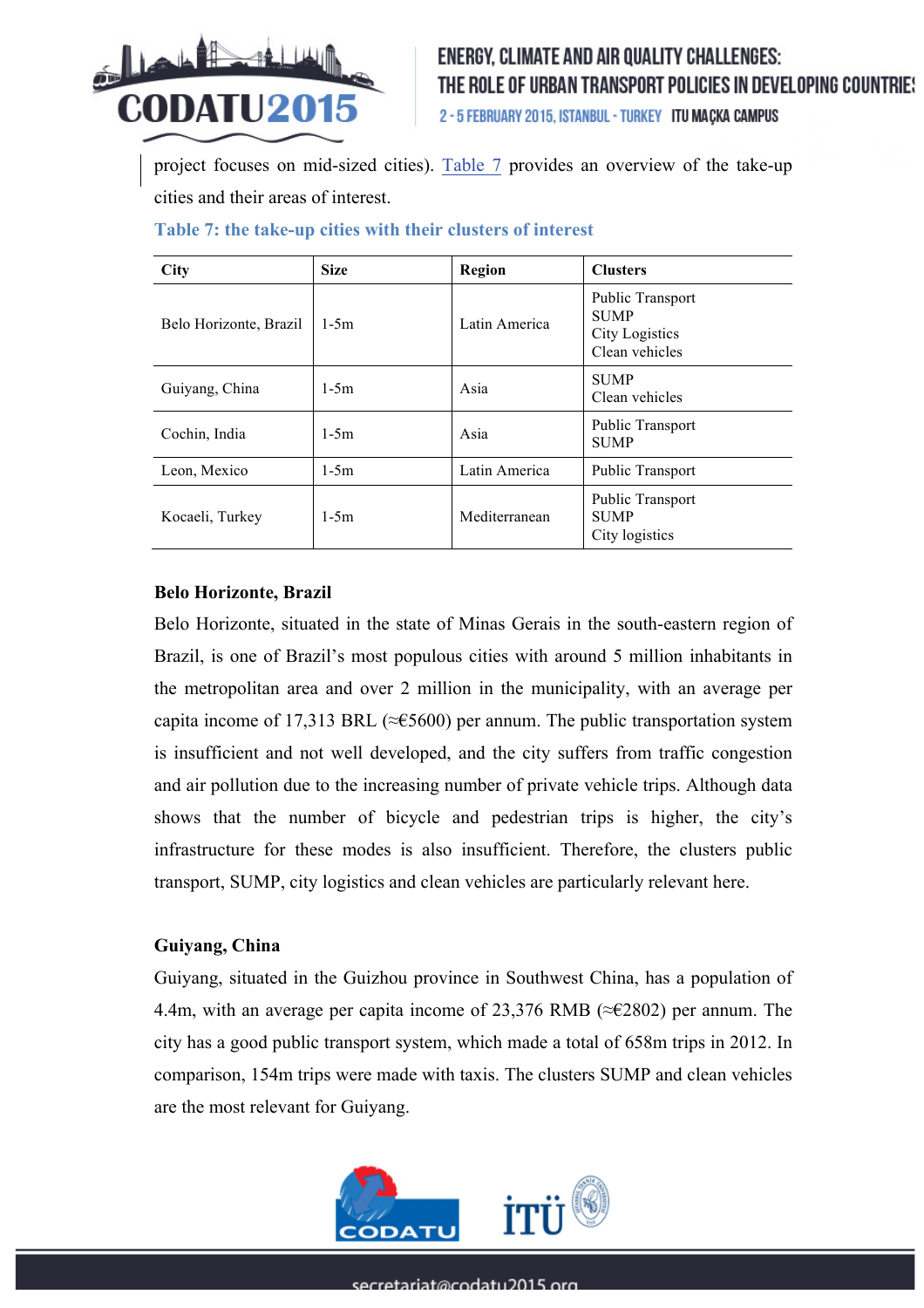project focuses on mid-sized cities). Table 7 provides an overview of the take-up cities and their areas of interest.

**Table 7: the take-up cities with their clusters of interest**

| City | Size | Region | Clusters |
|---|---|---|---|
| Belo Horizonte, Brazil | 1-5m | Latin America | Public Transport<br>SUMP<br>City Logistics<br>Clean vehicles |
| Guiyang, China | 1-5m | Asia | SUMP<br>Clean vehicles |
| Cochin, India | 1-5m | Asia | Public Transport<br>SUMP |
| Leon, Mexico | 1-5m | Latin America | Public Transport |
| Kocaeli, Turkey | 1-5m | Mediterranean | Public Transport<br>SUMP<br>City logistics |

**Belo Horizonte, Brazil**

Belo Horizonte, situated in the state of Minas Gerais in the south-eastern region of Brazil, is one of Brazil's most populous cities with around 5 million inhabitants in the metropolitan area and over 2 million in the municipality, with an average per capita income of 17,313 BRL (≈€5600) per annum. The public transportation system is insufficient and not well developed, and the city suffers from traffic congestion and air pollution due to the increasing number of private vehicle trips. Although data shows that the number of bicycle and pedestrian trips is higher, the city's infrastructure for these modes is also insufficient. Therefore, the clusters public transport, SUMP, city logistics and clean vehicles are particularly relevant here.

**Guiyang, China**

Guiyang, situated in the Guizhou province in Southwest China, has a population of 4.4m, with an average per capita income of 23,376 RMB (≈€2802) per annum. The city has a good public transport system, which made a total of 658m trips in 2012. In comparison, 154m trips were made with taxis. The clusters SUMP and clean vehicles are the most relevant for Guiyang.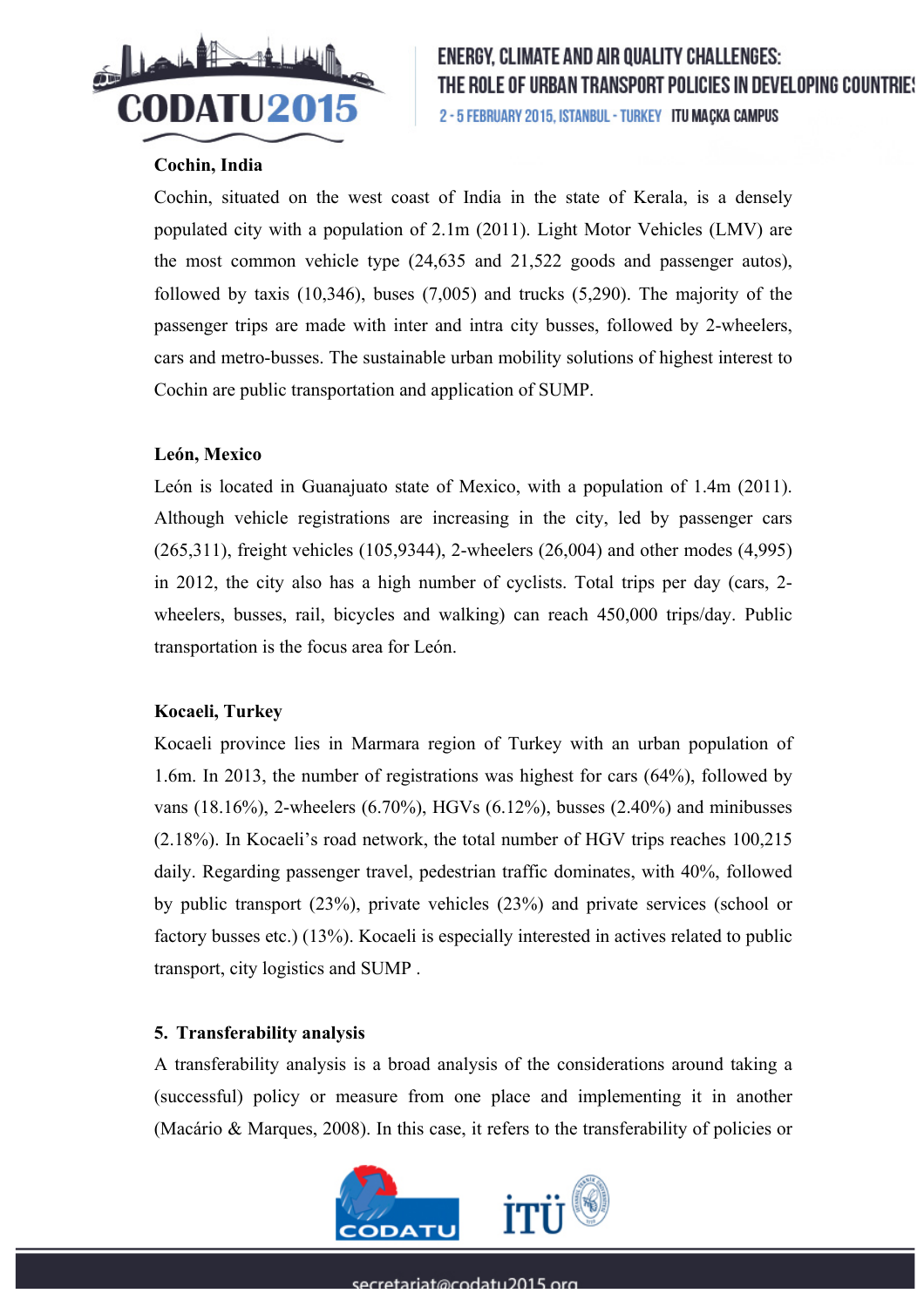**Cochin, India**

Cochin, situated on the west coast of India in the state of Kerala, is a densely populated city with a population of 2.1m (2011). Light Motor Vehicles (LMV) are the most common vehicle type (24,635 and 21,522 goods and passenger autos), followed by taxis (10,346), buses (7,005) and trucks (5,290). The majority of the passenger trips are made with inter and intra city busses, followed by 2-wheelers, cars and metro-busses. The sustainable urban mobility solutions of highest interest to Cochin are public transportation and application of SUMP.

**León, Mexico**

León is located in Guanajuato state of Mexico, with a population of 1.4m (2011). Although vehicle registrations are increasing in the city, led by passenger cars (265,311), freight vehicles (105,9344), 2-wheelers (26,004) and other modes (4,995) in 2012, the city also has a high number of cyclists. Total trips per day (cars, 2-wheelers, busses, rail, bicycles and walking) can reach 450,000 trips/day. Public transportation is the focus area for León.

**Kocaeli, Turkey**

Kocaeli province lies in Marmara region of Turkey with an urban population of 1.6m. In 2013, the number of registrations was highest for cars (64%), followed by vans (18.16%), 2-wheelers (6.70%), HGVs (6.12%), busses (2.40%) and minibusses (2.18%). In Kocaeli's road network, the total number of HGV trips reaches 100,215 daily. Regarding passenger travel, pedestrian traffic dominates, with 40%, followed by public transport (23%), private vehicles (23%) and private services (school or factory busses etc.) (13%). Kocaeli is especially interested in actives related to public transport, city logistics and SUMP .

## 5. Transferability analysis

A transferability analysis is a broad analysis of the considerations around taking a (successful) policy or measure from one place and implementing it in another (Macário & Marques, 2008). In this case, it refers to the transferability of policies or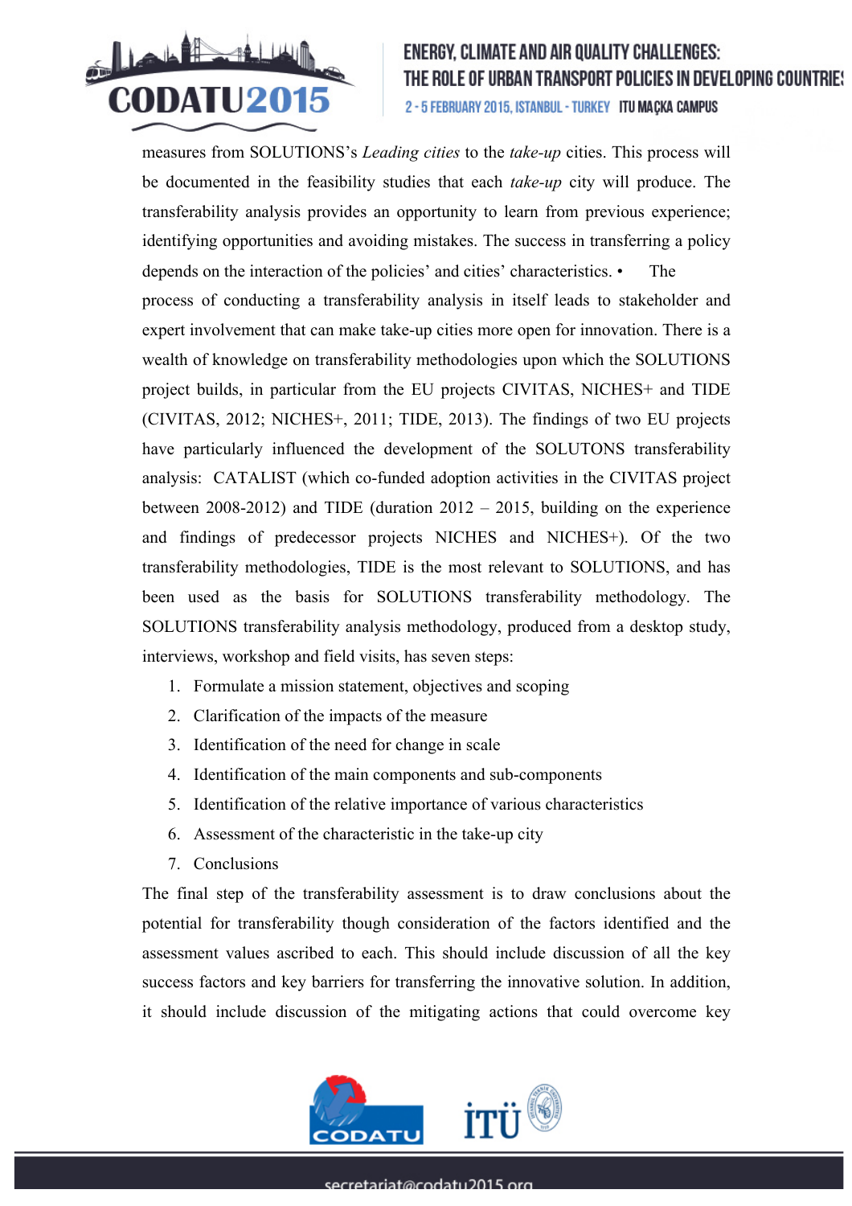measures from SOLUTIONS's *Leading cities* to the *take-up* cities. This process will be documented in the feasibility studies that each *take-up* city will produce. The transferability analysis provides an opportunity to learn from previous experience; identifying opportunities and avoiding mistakes. The success in transferring a policy depends on the interaction of the policies' and cities' characteristics. • The process of conducting a transferability analysis in itself leads to stakeholder and expert involvement that can make take-up cities more open for innovation. There is a wealth of knowledge on transferability methodologies upon which the SOLUTIONS project builds, in particular from the EU projects CIVITAS, NICHES+ and TIDE (CIVITAS, 2012; NICHES+, 2011; TIDE, 2013). The findings of two EU projects have particularly influenced the development of the SOLUTONS transferability analysis: CATALIST (which co-funded adoption activities in the CIVITAS project between 2008-2012) and TIDE (duration 2012 – 2015, building on the experience and findings of predecessor projects NICHES and NICHES+). Of the two transferability methodologies, TIDE is the most relevant to SOLUTIONS, and has been used as the basis for SOLUTIONS transferability methodology. The SOLUTIONS transferability analysis methodology, produced from a desktop study, interviews, workshop and field visits, has seven steps:

1. Formulate a mission statement, objectives and scoping
2. Clarification of the impacts of the measure
3. Identification of the need for change in scale
4. Identification of the main components and sub-components
5. Identification of the relative importance of various characteristics
6. Assessment of the characteristic in the take-up city
7. Conclusions

The final step of the transferability assessment is to draw conclusions about the potential for transferability though consideration of the factors identified and the assessment values ascribed to each. This should include discussion of all the key success factors and key barriers for transferring the innovative solution. In addition, it should include discussion of the mitigating actions that could overcome key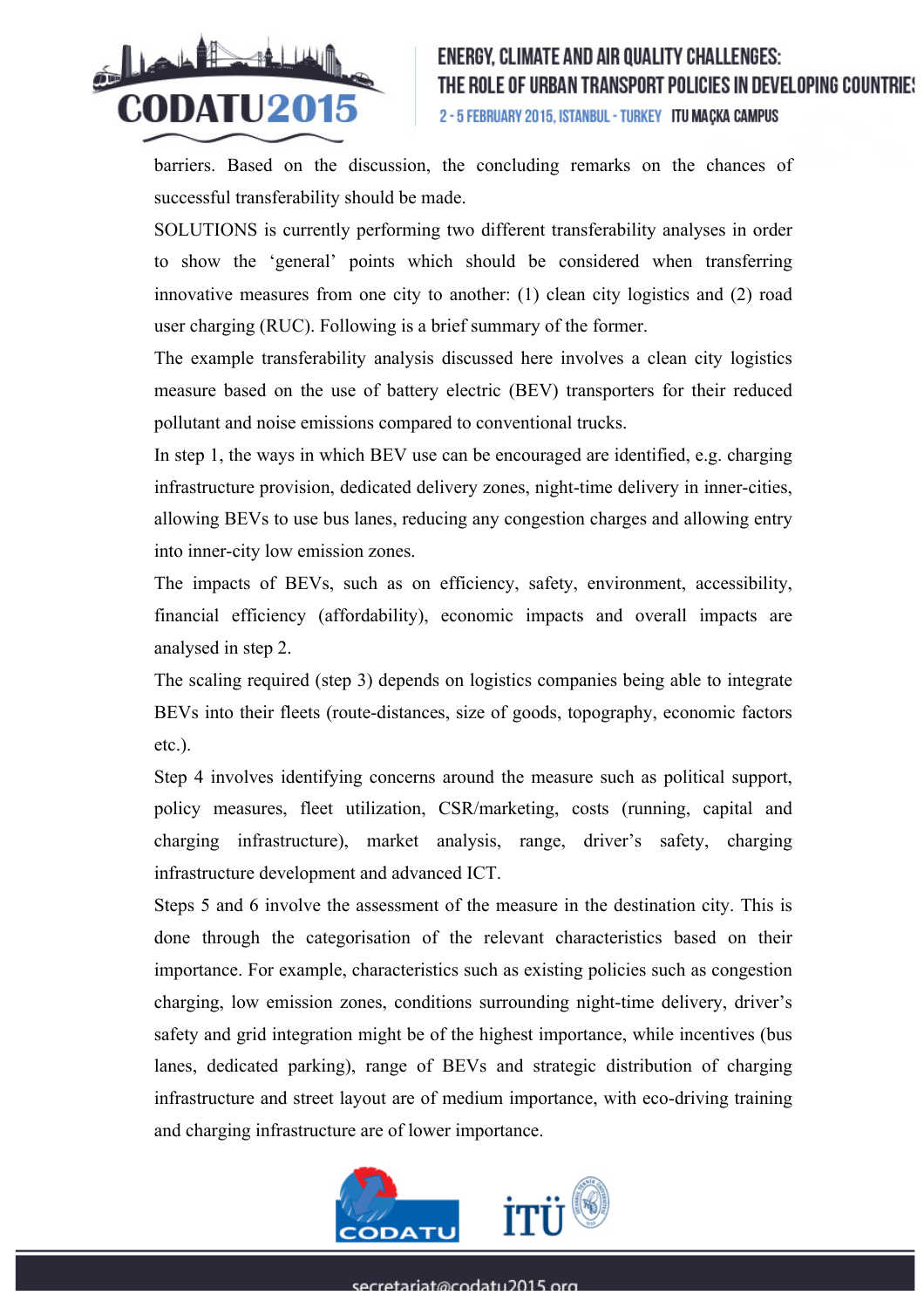barriers. Based on the discussion, the concluding remarks on the chances of successful transferability should be made.

SOLUTIONS is currently performing two different transferability analyses in order to show the 'general' points which should be considered when transferring innovative measures from one city to another: (1) clean city logistics and (2) road user charging (RUC). Following is a brief summary of the former.

The example transferability analysis discussed here involves a clean city logistics measure based on the use of battery electric (BEV) transporters for their reduced pollutant and noise emissions compared to conventional trucks.

In step 1, the ways in which BEV use can be encouraged are identified, e.g. charging infrastructure provision, dedicated delivery zones, night-time delivery in inner-cities, allowing BEVs to use bus lanes, reducing any congestion charges and allowing entry into inner-city low emission zones.

The impacts of BEVs, such as on efficiency, safety, environment, accessibility, financial efficiency (affordability), economic impacts and overall impacts are analysed in step 2.

The scaling required (step 3) depends on logistics companies being able to integrate BEVs into their fleets (route-distances, size of goods, topography, economic factors etc.).

Step 4 involves identifying concerns around the measure such as political support, policy measures, fleet utilization, CSR/marketing, costs (running, capital and charging infrastructure), market analysis, range, driver's safety, charging infrastructure development and advanced ICT.

Steps 5 and 6 involve the assessment of the measure in the destination city. This is done through the categorisation of the relevant characteristics based on their importance. For example, characteristics such as existing policies such as congestion charging, low emission zones, conditions surrounding night-time delivery, driver's safety and grid integration might be of the highest importance, while incentives (bus lanes, dedicated parking), range of BEVs and strategic distribution of charging infrastructure and street layout are of medium importance, with eco-driving training and charging infrastructure are of lower importance.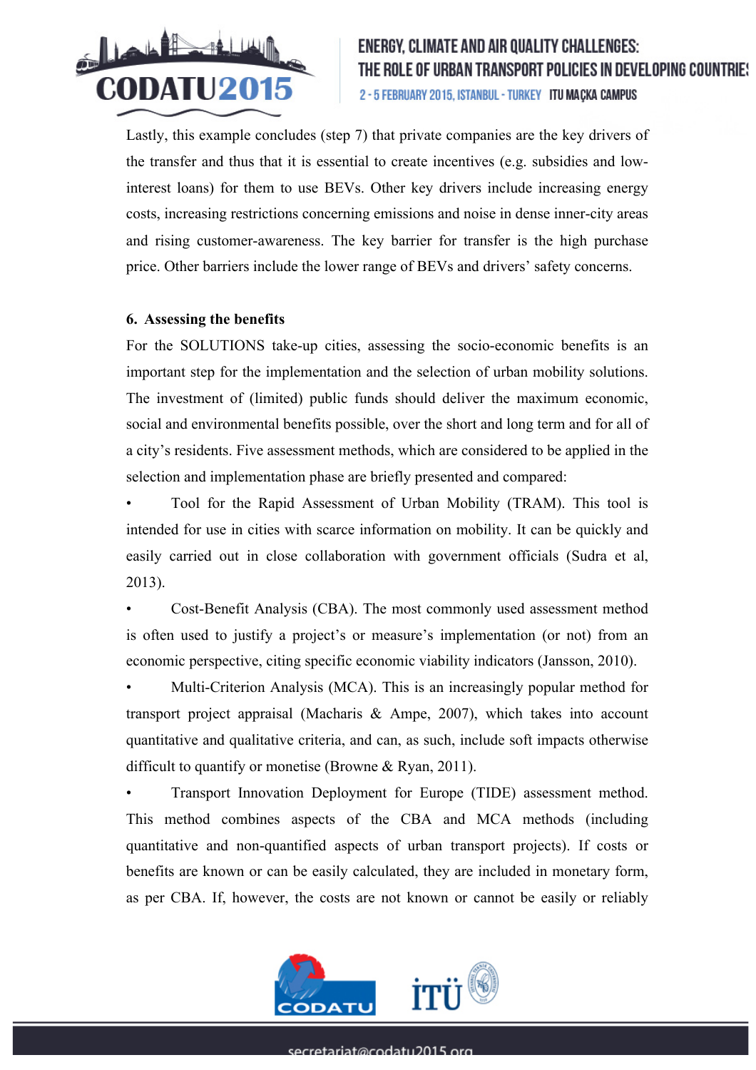Lastly, this example concludes (step 7) that private companies are the key drivers of the transfer and thus that it is essential to create incentives (e.g. subsidies and low-interest loans) for them to use BEVs. Other key drivers include increasing energy costs, increasing restrictions concerning emissions and noise in dense inner-city areas and rising customer-awareness. The key barrier for transfer is the high purchase price. Other barriers include the lower range of BEVs and drivers' safety concerns.

## 6. Assessing the benefits

For the SOLUTIONS take-up cities, assessing the socio-economic benefits is an important step for the implementation and the selection of urban mobility solutions. The investment of (limited) public funds should deliver the maximum economic, social and environmental benefits possible, over the short and long term and for all of a city's residents. Five assessment methods, which are considered to be applied in the selection and implementation phase are briefly presented and compared:

- Tool for the Rapid Assessment of Urban Mobility (TRAM). This tool is intended for use in cities with scarce information on mobility. It can be quickly and easily carried out in close collaboration with government officials (Sudra et al, 2013).
- Cost-Benefit Analysis (CBA). The most commonly used assessment method is often used to justify a project's or measure's implementation (or not) from an economic perspective, citing specific economic viability indicators (Jansson, 2010).
- Multi-Criterion Analysis (MCA). This is an increasingly popular method for transport project appraisal (Macharis & Ampe, 2007), which takes into account quantitative and qualitative criteria, and can, as such, include soft impacts otherwise difficult to quantify or monetise (Browne & Ryan, 2011).
- Transport Innovation Deployment for Europe (TIDE) assessment method. This method combines aspects of the CBA and MCA methods (including quantitative and non-quantified aspects of urban transport projects). If costs or benefits are known or can be easily calculated, they are included in monetary form, as per CBA. If, however, the costs are not known or cannot be easily or reliably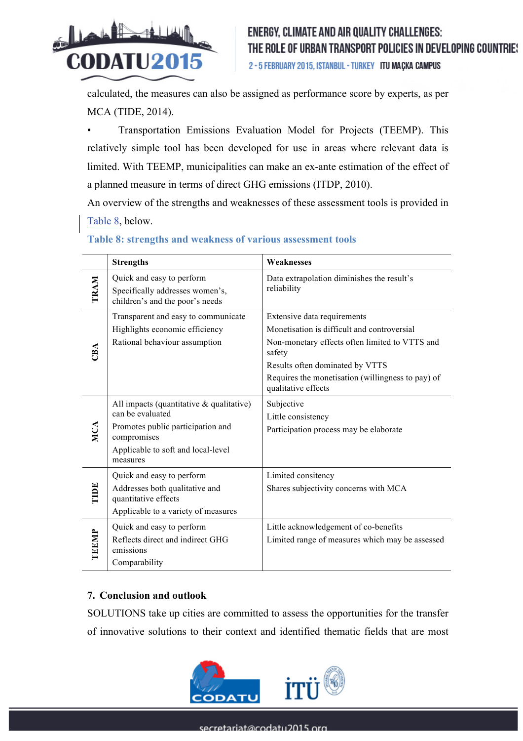calculated, the measures can also be assigned as performance score by experts, as per MCA (TIDE, 2014).

- Transportation Emissions Evaluation Model for Projects (TEEMP). This relatively simple tool has been developed for use in areas where relevant data is limited. With TEEMP, municipalities can make an ex-ante estimation of the effect of a planned measure in terms of direct GHG emissions (ITDP, 2010).

An overview of the strengths and weaknesses of these assessment tools is provided in Table 8, below.

**Table 8: strengths and weakness of various assessment tools**

| | Strengths | Weaknesses |
|---|---|---|
| TRAM | Quick and easy to perform<br>Specifically addresses women's, children's and the poor's needs | Data extrapolation diminishes the result's reliability |
| CBA | Transparent and easy to communicate<br>Highlights economic efficiency<br>Rational behaviour assumption | Extensive data requirements<br>Monetisation is difficult and controversial<br>Non-monetary effects often limited to VTTS and safety<br>Results often dominated by VTTS<br>Requires the monetisation (willingness to pay) of qualitative effects |
| MCA | All impacts (quantitative & qualitative) can be evaluated<br>Promotes public participation and compromises<br>Applicable to soft and local-level measures | Subjective<br>Little consistency<br>Participation process may be elaborate |
| TIDE | Quick and easy to perform<br>Addresses both qualitative and quantitative effects<br>Applicable to a variety of measures | Limited consitency<br>Shares subjectivity concerns with MCA |
| TEEMP | Quick and easy to perform<br>Reflects direct and indirect GHG emissions<br>Comparability | Little acknowledgement of co-benefits<br>Limited range of measures which may be assessed |

## 7. Conclusion and outlook

SOLUTIONS take up cities are committed to assess the opportunities for the transfer of innovative solutions to their context and identified thematic fields that are most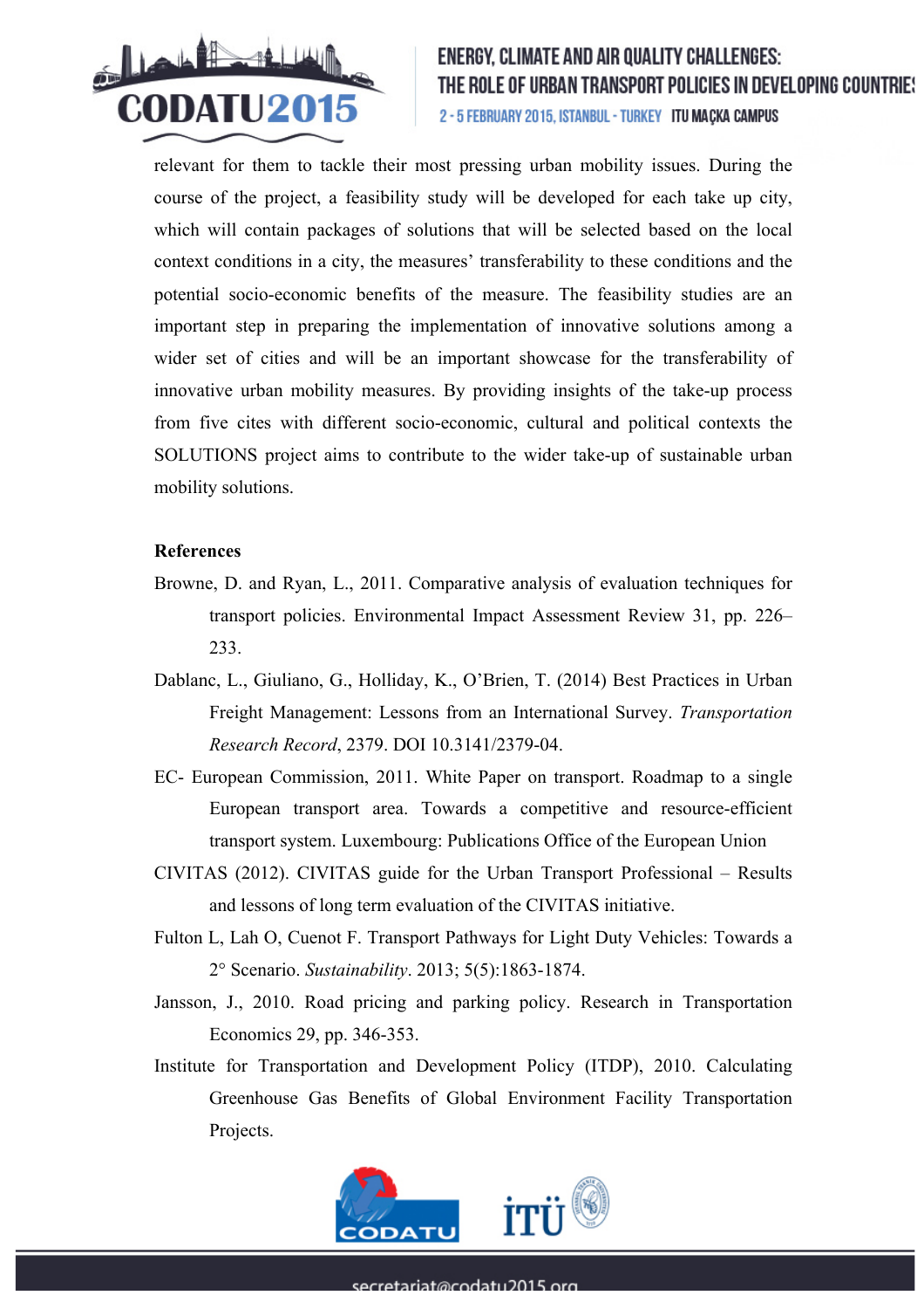relevant for them to tackle their most pressing urban mobility issues. During the course of the project, a feasibility study will be developed for each take up city, which will contain packages of solutions that will be selected based on the local context conditions in a city, the measures' transferability to these conditions and the potential socio-economic benefits of the measure. The feasibility studies are an important step in preparing the implementation of innovative solutions among a wider set of cities and will be an important showcase for the transferability of innovative urban mobility measures. By providing insights of the take-up process from five cites with different socio-economic, cultural and political contexts the SOLUTIONS project aims to contribute to the wider take-up of sustainable urban mobility solutions.

**References**

Browne, D. and Ryan, L., 2011. Comparative analysis of evaluation techniques for transport policies. Environmental Impact Assessment Review 31, pp. 226–233.

Dablanc, L., Giuliano, G., Holliday, K., O'Brien, T. (2014) Best Practices in Urban Freight Management: Lessons from an International Survey. *Transportation Research Record*, 2379. DOI 10.3141/2379-04.

EC- European Commission, 2011. White Paper on transport. Roadmap to a single European transport area. Towards a competitive and resource-efficient transport system. Luxembourg: Publications Office of the European Union

CIVITAS (2012). CIVITAS guide for the Urban Transport Professional – Results and lessons of long term evaluation of the CIVITAS initiative.

Fulton L, Lah O, Cuenot F. Transport Pathways for Light Duty Vehicles: Towards a 2° Scenario. *Sustainability*. 2013; 5(5):1863-1874.

Jansson, J., 2010. Road pricing and parking policy. Research in Transportation Economics 29, pp. 346-353.

Institute for Transportation and Development Policy (ITDP), 2010. Calculating Greenhouse Gas Benefits of Global Environment Facility Transportation Projects.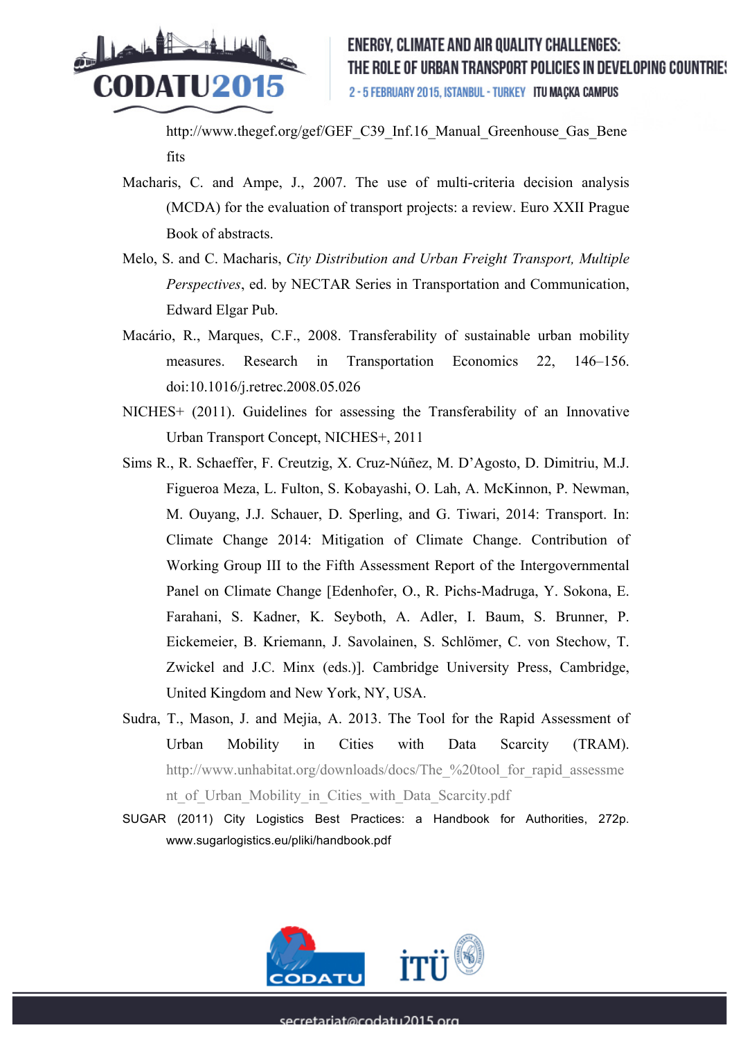http://www.thegef.org/gef/GEF_C39_Inf.16_Manual_Greenhouse_Gas_Benefits

Macharis, C. and Ampe, J., 2007. The use of multi-criteria decision analysis (MCDA) for the evaluation of transport projects: a review. Euro XXII Prague Book of abstracts.

Melo, S. and C. Macharis, *City Distribution and Urban Freight Transport, Multiple Perspectives*, ed. by NECTAR Series in Transportation and Communication, Edward Elgar Pub.

Macário, R., Marques, C.F., 2008. Transferability of sustainable urban mobility measures. Research in Transportation Economics 22, 146–156. doi:10.1016/j.retrec.2008.05.026

NICHES+ (2011). Guidelines for assessing the Transferability of an Innovative Urban Transport Concept, NICHES+, 2011

Sims R., R. Schaeffer, F. Creutzig, X. Cruz-Núñez, M. D'Agosto, D. Dimitriu, M.J. Figueroa Meza, L. Fulton, S. Kobayashi, O. Lah, A. McKinnon, P. Newman, M. Ouyang, J.J. Schauer, D. Sperling, and G. Tiwari, 2014: Transport. In: Climate Change 2014: Mitigation of Climate Change. Contribution of Working Group III to the Fifth Assessment Report of the Intergovernmental Panel on Climate Change [Edenhofer, O., R. Pichs-Madruga, Y. Sokona, E. Farahani, S. Kadner, K. Seyboth, A. Adler, I. Baum, S. Brunner, P. Eickemeier, B. Kriemann, J. Savolainen, S. Schlömer, C. von Stechow, T. Zwickel and J.C. Minx (eds.)]. Cambridge University Press, Cambridge, United Kingdom and New York, NY, USA.

Sudra, T., Mason, J. and Mejia, A. 2013. The Tool for the Rapid Assessment of Urban Mobility in Cities with Data Scarcity (TRAM). http://www.unhabitat.org/downloads/docs/The_%20tool_for_rapid_assessment_of_Urban_Mobility_in_Cities_with_Data_Scarcity.pdf

SUGAR (2011) City Logistics Best Practices: a Handbook for Authorities, 272p. www.sugarlogistics.eu/pliki/handbook.pdf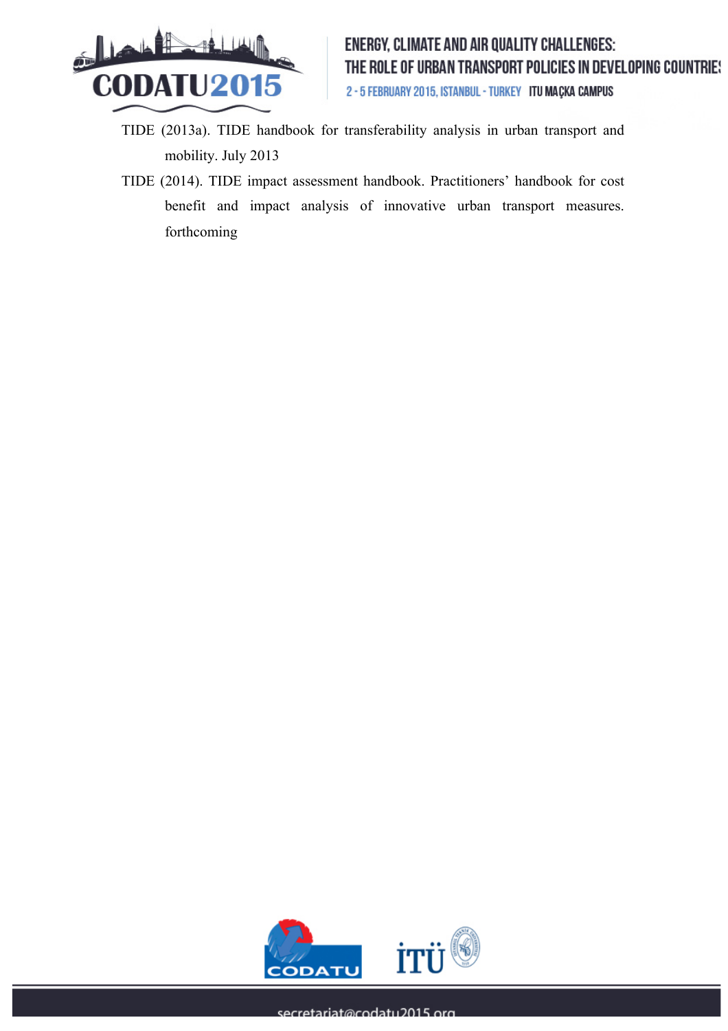TIDE (2013a). TIDE handbook for transferability analysis in urban transport and mobility. July 2013

TIDE (2014). TIDE impact assessment handbook. Practitioners' handbook for cost benefit and impact analysis of innovative urban transport measures. forthcoming